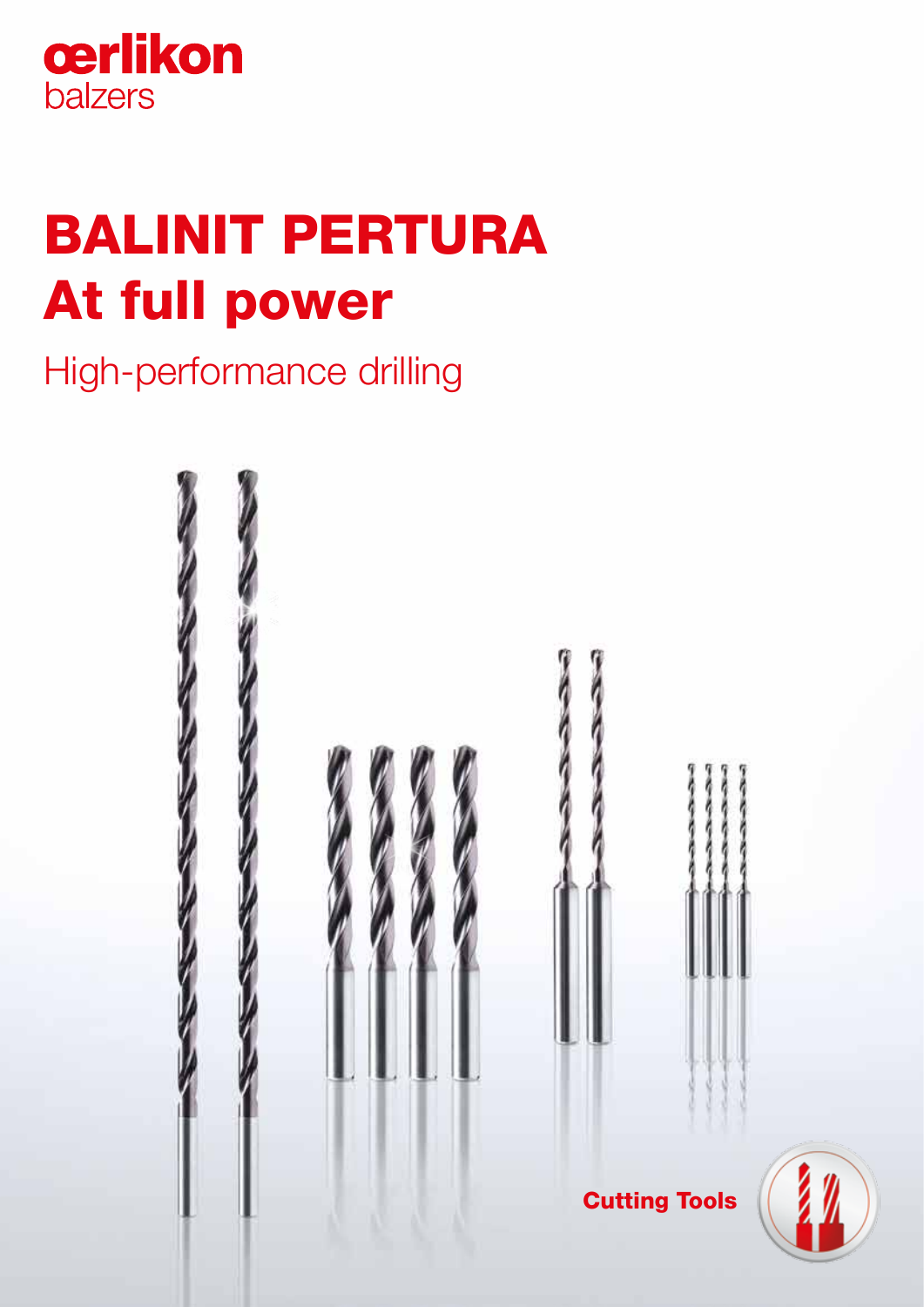œrlikon
balzers

# BALINIT PERTURA
# At full power

## High-performance drilling

**Cutting Tools**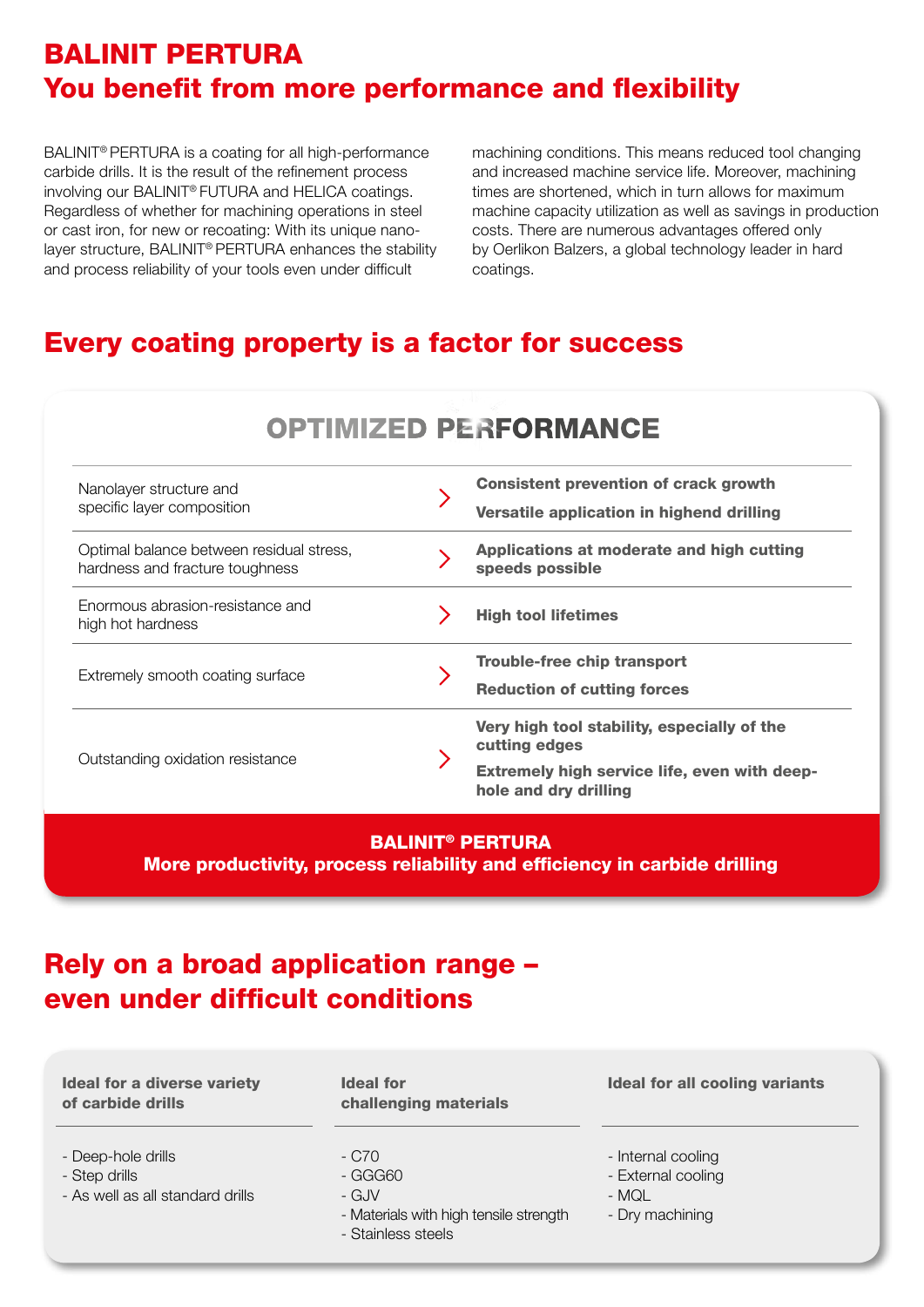# BALINIT PERTURA
## You benefit from more performance and flexibility

BALINIT® PERTURA is a coating for all high-performance carbide drills. It is the result of the refinement process involving our BALINIT® FUTURA and HELICA coatings. Regardless of whether for machining operations in steel or cast iron, for new or recoating: With its unique nano-layer structure, BALINIT® PERTURA enhances the stability and process reliability of your tools even under difficult machining conditions. This means reduced tool changing and increased machine service life. Moreover, machining times are shortened, which in turn allows for maximum machine capacity utilization as well as savings in production costs. There are numerous advantages offered only by Oerlikon Balzers, a global technology leader in hard coatings.

## Every coating property is a factor for success

### OPTIMIZED PERFORMANCE

| Property | | Benefit |
|---|---|---|
| Nanolayer structure and specific layer composition | > | **Consistent prevention of crack growth**<br>**Versatile application in highend drilling** |
| Optimal balance between residual stress, hardness and fracture toughness | > | **Applications at moderate and high cutting speeds possible** |
| Enormous abrasion-resistance and high hot hardness | > | **High tool lifetimes** |
| Extremely smooth coating surface | > | **Trouble-free chip transport**<br>**Reduction of cutting forces** |
| Outstanding oxidation resistance | > | **Very high tool stability, especially of the cutting edges**<br>**Extremely high service life, even with deep-hole and dry drilling** |

**BALINIT® PERTURA**
**More productivity, process reliability and efficiency in carbide drilling**

## Rely on a broad application range – even under difficult conditions

**Ideal for a diverse variety of carbide drills**

- Deep-hole drills
- Step drills
- As well as all standard drills

**Ideal for challenging materials**

- C70
- GGG60
- GJV
- Materials with high tensile strength
- Stainless steels

**Ideal for all cooling variants**

- Internal cooling
- External cooling
- MQL
- Dry machining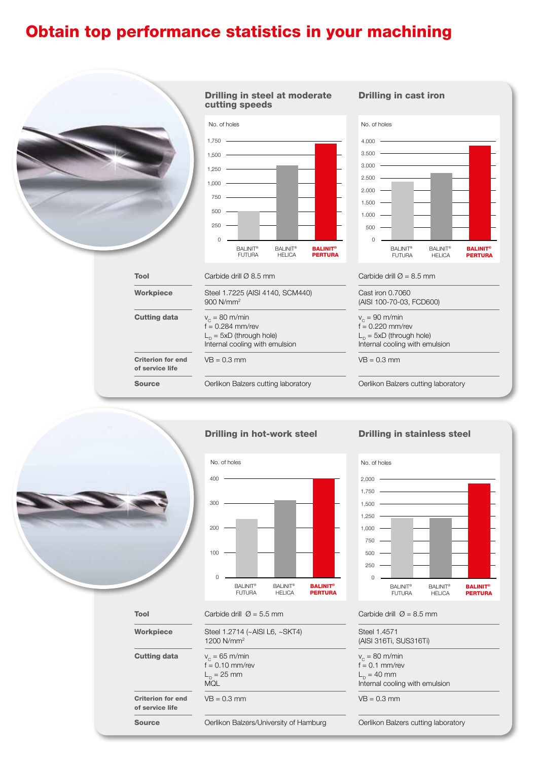# Obtain top performance statistics in your machining

## Drilling in steel at moderate cutting speeds

No. of holes

| | BALINIT® FUTURA | BALINIT® HELICA | **BALINIT® PERTURA** |
|---|---|---|---|
| No. of holes (approx.) | 500 | 1,300 | 1,700 |

| | |
|---|---|
| **Tool** | Carbide drill Ø 8.5 mm |
| **Workpiece** | Steel 1.7225 (AISI 4140, SCM440) 900 N/mm² |
| **Cutting data** | $v_c$ = 80 m/min<br>f = 0.284 mm/rev<br>$L_D$ = 5xD (through hole)<br>Internal cooling with emulsion |
| **Criterion for end of service life** | VB = 0.3 mm |
| **Source** | Oerlikon Balzers cutting laboratory |

## Drilling in cast iron

No. of holes

| | BALINIT® FUTURA | BALINIT® HELICA | **BALINIT® PERTURA** |
|---|---|---|---|
| No. of holes (approx.) | 2.400 | 2.700 | 3.800 |

| | |
|---|---|
| **Tool** | Carbide drill Ø = 8.5 mm |
| **Workpiece** | Cast iron 0.7060 (AISI 100-70-03, FCD600) |
| **Cutting data** | $v_c$ = 90 m/min<br>f = 0.220 mm/rev<br>$L_D$ = 5xD (through hole)<br>Internal cooling with emulsion |
| **Criterion for end of service life** | VB = 0.3 mm |
| **Source** | Oerlikon Balzers cutting laboratory |

## Drilling in hot-work steel

No. of holes

| | BALINIT® FUTURA | BALINIT® HELICA | **BALINIT® PERTURA** |
|---|---|---|---|
| No. of holes (approx.) | 235 | 310 | 400 |

| | |
|---|---|
| **Tool** | Carbide drill Ø = 5.5 mm |
| **Workpiece** | Steel 1.2714 (~AISI L6, ~SKT4) 1200 N/mm² |
| **Cutting data** | $v_c$ = 65 m/min<br>f = 0.10 mm/rev<br>$L_D$ = 25 mm<br>MQL |
| **Criterion for end of service life** | VB = 0.3 mm |
| **Source** | Oerlikon Balzers/University of Hamburg |

## Drilling in stainless steel

No. of holes

| | BALINIT® FUTURA | BALINIT® HELICA | **BALINIT® PERTURA** |
|---|---|---|---|
| No. of holes (approx.) | 1,200 | 1,200 | 1,900 |

| | |
|---|---|
| **Tool** | Carbide drill Ø = 8.5 mm |
| **Workpiece** | Steel 1.4571 (AISI 316Ti, SUS316Ti) |
| **Cutting data** | $v_c$ = 80 m/min<br>f = 0.1 mm/rev<br>$L_D$ = 40 mm<br>Internal cooling with emulsion |
| **Criterion for end of service life** | VB = 0.3 mm |
| **Source** | Oerlikon Balzers cutting laboratory |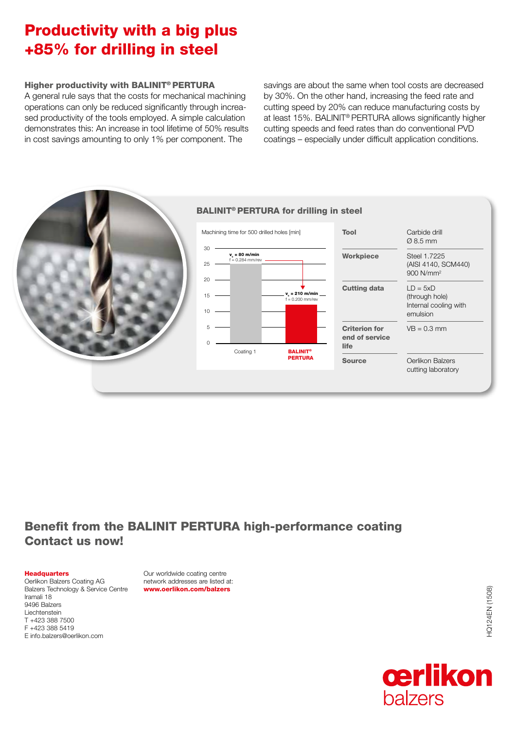# Productivity with a big plus +85% for drilling in steel

### Higher productivity with BALINIT® PERTURA

A general rule says that the costs for mechanical machining operations can only be reduced significantly through increased productivity of the tools employed. A simple calculation demonstrates this: An increase in tool lifetime of 50% results in cost savings amounting to only 1% per component. The savings are about the same when tool costs are decreased by 30%. On the other hand, increasing the feed rate and cutting speed by 20% can reduce manufacturing costs by at least 15%. BALINIT® PERTURA allows significantly higher cutting speeds and feed rates than do conventional PVD coatings – especially under difficult application conditions.

### BALINIT® PERTURA for drilling in steel

Machining time for 500 drilled holes [min]

30
25
20
15
10
5
0

$v_c$ = 80 m/min
f = 0.284 mm/rev

$v_c$ = 210 m/min
f = 0.200 mm/rev

Coating 1

BALINIT® PERTURA

| | |
|---|---|
| **Tool** | Carbide drill<br>Ø 8.5 mm |
| **Workpiece** | Steel 1.7225<br>(AISI 4140, SCM440)<br>900 N/mm² |
| **Cutting data** | LD = 5xD<br>(through hole)<br>Internal cooling with emulsion |
| **Criterion for end of service life** | VB = 0.3 mm |
| **Source** | Oerlikon Balzers cutting laboratory |

## Benefit from the BALINIT PERTURA high-performance coating
## Contact us now!

**Headquarters**
Oerlikon Balzers Coating AG
Balzers Technology & Service Centre
Iramali 18
9496 Balzers
Liechtenstein
T +423 388 7500
F +423 388 5419
E info.balzers@oerlikon.com

Our worldwide coating centre network addresses are listed at:
**www.oerlikon.com/balzers**

HQ124EN (1508)

oerlikon balzers